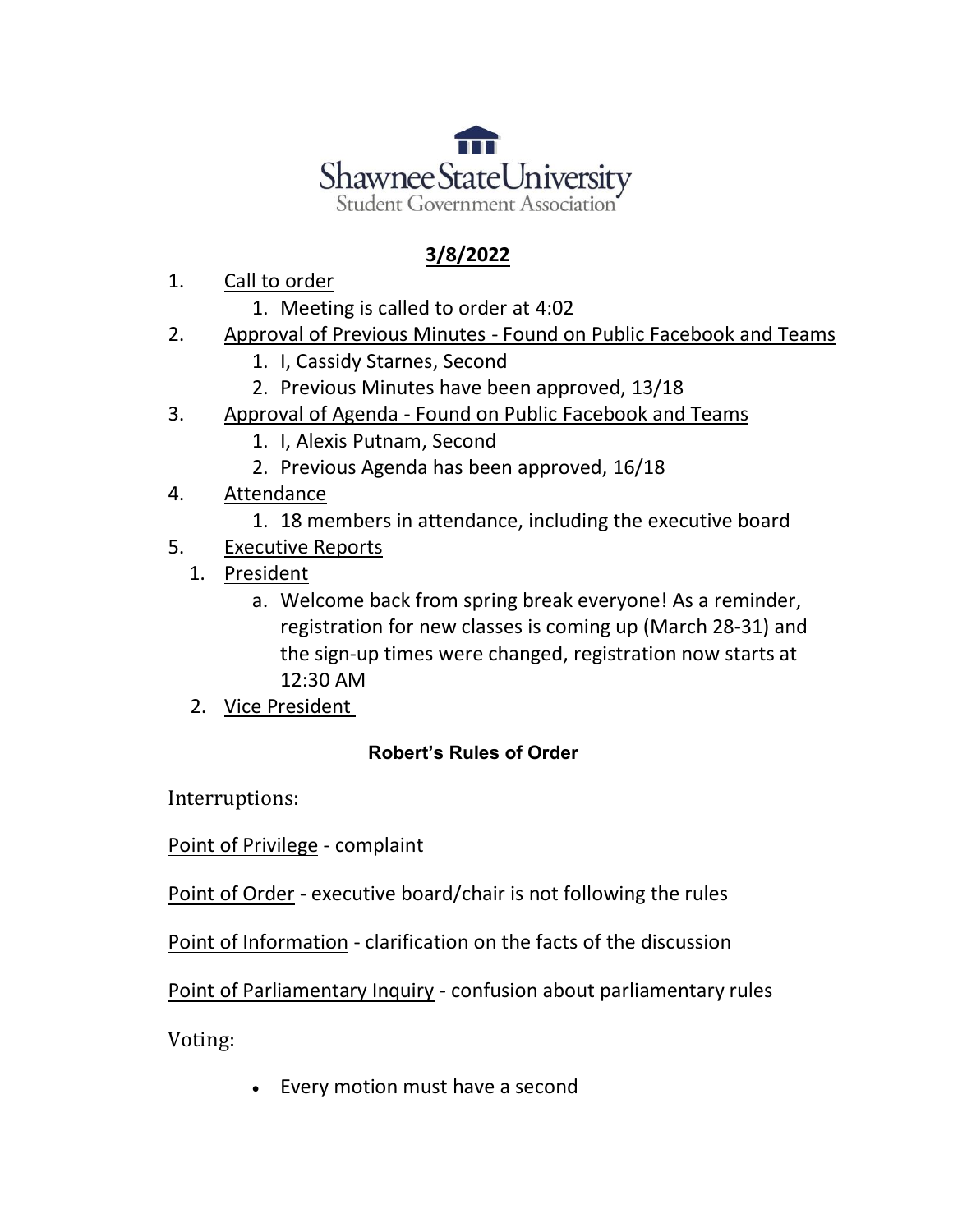Shawnee State University
Student Government Association

**3/8/2022**

1. Call to order
   1. Meeting is called to order at 4:02
2. Approval of Previous Minutes - Found on Public Facebook and Teams
   1. I, Cassidy Starnes, Second
   2. Previous Minutes have been approved, 13/18
3. Approval of Agenda - Found on Public Facebook and Teams
   1. I, Alexis Putnam, Second
   2. Previous Agenda has been approved, 16/18
4. Attendance
   1. 18 members in attendance, including the executive board
5. Executive Reports
   1. President
      a. Welcome back from spring break everyone! As a reminder, registration for new classes is coming up (March 28-31) and the sign-up times were changed, registration now starts at 12:30 AM
   2. Vice President

**Robert's Rules of Order**

Interruptions:

Point of Privilege - complaint

Point of Order - executive board/chair is not following the rules

Point of Information - clarification on the facts of the discussion

Point of Parliamentary Inquiry - confusion about parliamentary rules

Voting:

- Every motion must have a second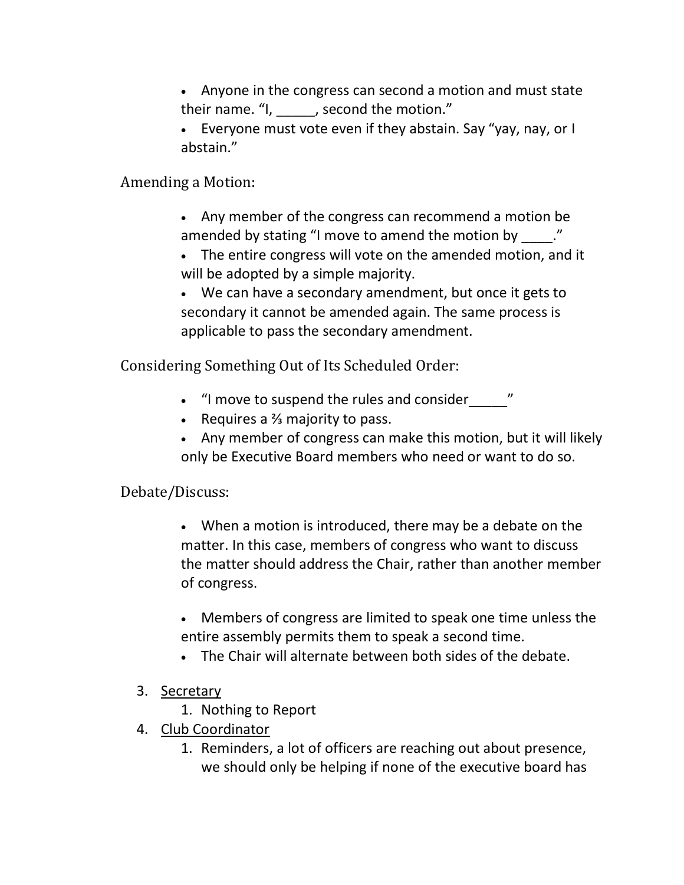- Anyone in the congress can second a motion and must state their name. "I, _____, second the motion."
- Everyone must vote even if they abstain. Say "yay, nay, or I abstain."

Amending a Motion:

- Any member of the congress can recommend a motion be amended by stating "I move to amend the motion by ____."
- The entire congress will vote on the amended motion, and it will be adopted by a simple majority.
- We can have a secondary amendment, but once it gets to secondary it cannot be amended again. The same process is applicable to pass the secondary amendment.

Considering Something Out of Its Scheduled Order:

- "I move to suspend the rules and consider_____"
- Requires a ⅔ majority to pass.
- Any member of congress can make this motion, but it will likely only be Executive Board members who need or want to do so.

Debate/Discuss:

- When a motion is introduced, there may be a debate on the matter. In this case, members of congress who want to discuss the matter should address the Chair, rather than another member of congress.

- Members of congress are limited to speak one time unless the entire assembly permits them to speak a second time.
- The Chair will alternate between both sides of the debate.

3. Secretary
    1. Nothing to Report
4. Club Coordinator
    1. Reminders, a lot of officers are reaching out about presence, we should only be helping if none of the executive board has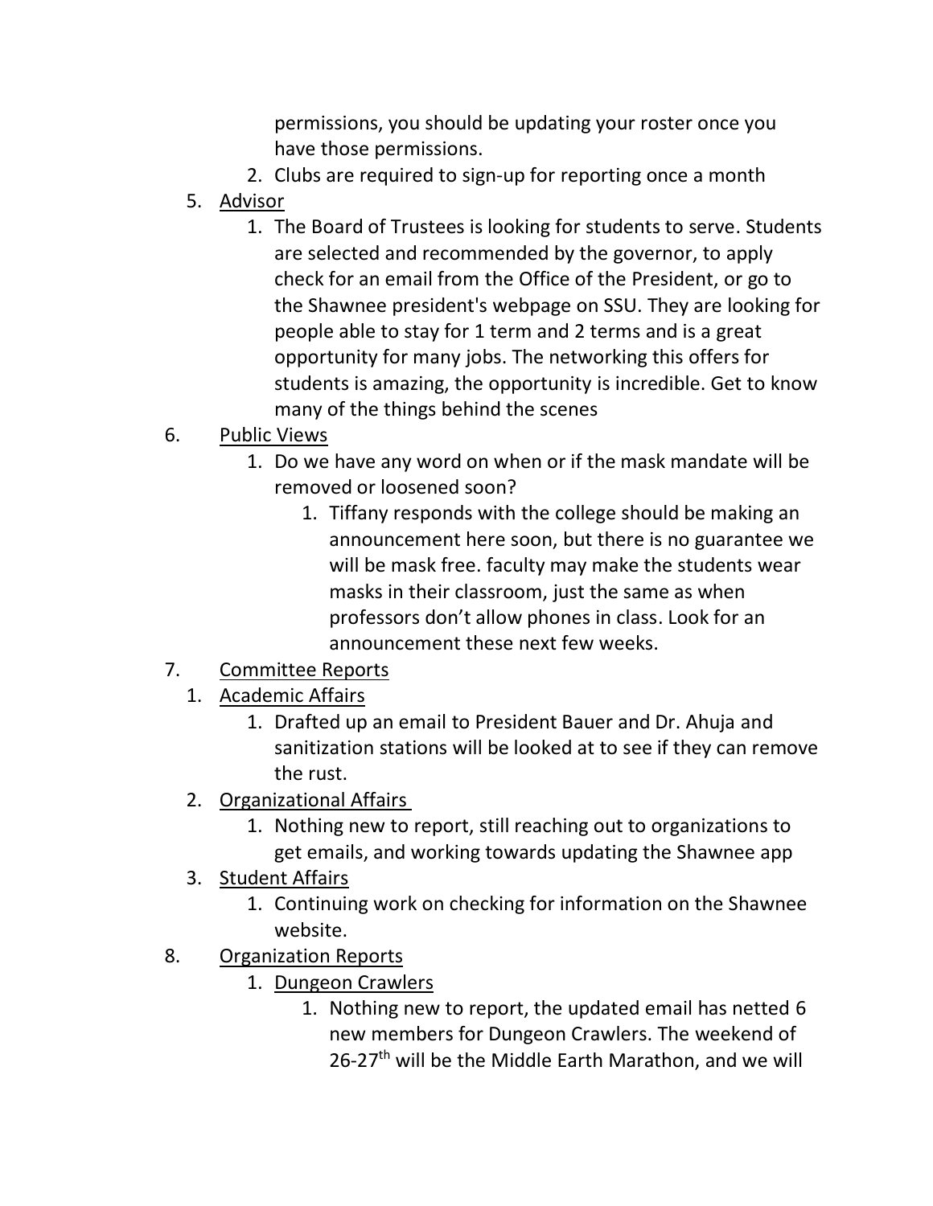permissions, you should be updating your roster once you have those permissions.

    2. Clubs are required to sign-up for reporting once a month

5. Advisor
    1. The Board of Trustees is looking for students to serve. Students are selected and recommended by the governor, to apply check for an email from the Office of the President, or go to the Shawnee president's webpage on SSU. They are looking for people able to stay for 1 term and 2 terms and is a great opportunity for many jobs. The networking this offers for students is amazing, the opportunity is incredible. Get to know many of the things behind the scenes

6. Public Views
    1. Do we have any word on when or if the mask mandate will be removed or loosened soon?
        1. Tiffany responds with the college should be making an announcement here soon, but there is no guarantee we will be mask free. faculty may make the students wear masks in their classroom, just the same as when professors don't allow phones in class. Look for an announcement these next few weeks.

7. Committee Reports
    1. Academic Affairs
        1. Drafted up an email to President Bauer and Dr. Ahuja and sanitization stations will be looked at to see if they can remove the rust.
    2. Organizational Affairs
        1. Nothing new to report, still reaching out to organizations to get emails, and working towards updating the Shawnee app
    3. Student Affairs
        1. Continuing work on checking for information on the Shawnee website.

8. Organization Reports
    1. Dungeon Crawlers
        1. Nothing new to report, the updated email has netted 6 new members for Dungeon Crawlers. The weekend of 26-27th will be the Middle Earth Marathon, and we will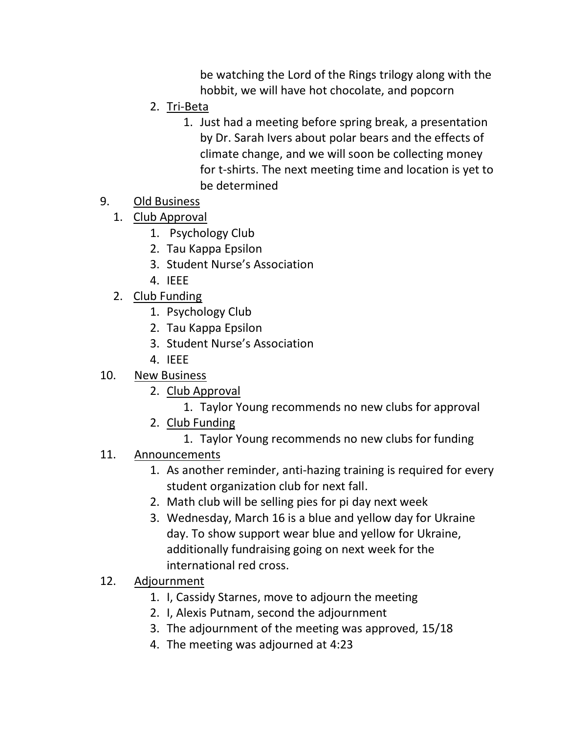be watching the Lord of the Rings trilogy along with the hobbit, we will have hot chocolate, and popcorn

2. <u>Tri-Beta</u>
    1. Just had a meeting before spring break, a presentation by Dr. Sarah Ivers about polar bears and the effects of climate change, and we will soon be collecting money for t-shirts. The next meeting time and location is yet to be determined

9. <u>Old Business</u>
    1. <u>Club Approval</u>
        1. Psychology Club
        2. Tau Kappa Epsilon
        3. Student Nurse's Association
        4. IEEE
    2. <u>Club Funding</u>
        1. Psychology Club
        2. Tau Kappa Epsilon
        3. Student Nurse's Association
        4. IEEE
10. <u>New Business</u>
    2. <u>Club Approval</u>
        1. Taylor Young recommends no new clubs for approval
    2. <u>Club Funding</u>
        1. Taylor Young recommends no new clubs for funding
11. <u>Announcements</u>
    1. As another reminder, anti-hazing training is required for every student organization club for next fall.
    2. Math club will be selling pies for pi day next week
    3. Wednesday, March 16 is a blue and yellow day for Ukraine day. To show support wear blue and yellow for Ukraine, additionally fundraising going on next week for the international red cross.
12. <u>Adjournment</u>
    1. I, Cassidy Starnes, move to adjourn the meeting
    2. I, Alexis Putnam, second the adjournment
    3. The adjournment of the meeting was approved, 15/18
    4. The meeting was adjourned at 4:23